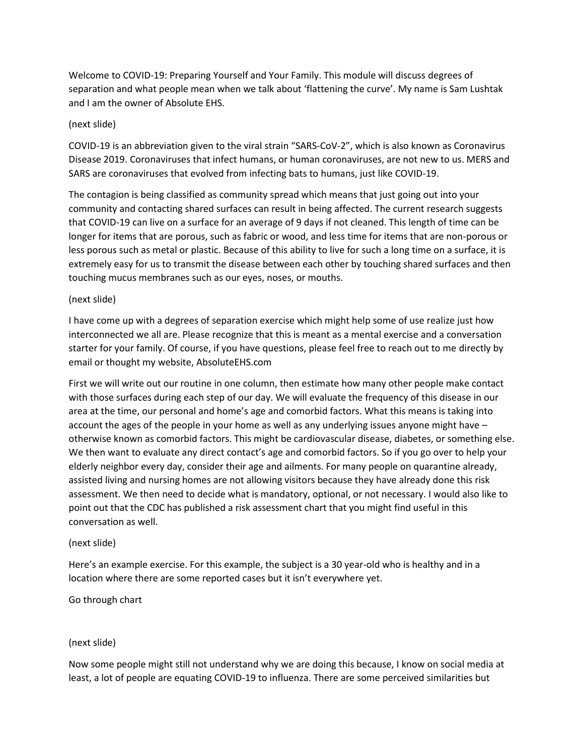Welcome to COVID-19: Preparing Yourself and Your Family. This module will discuss degrees of separation and what people mean when we talk about 'flattening the curve'. My name is Sam Lushtak and I am the owner of Absolute EHS.

(next slide)

COVID-19 is an abbreviation given to the viral strain "SARS-CoV-2", which is also known as Coronavirus Disease 2019. Coronaviruses that infect humans, or human coronaviruses, are not new to us. MERS and SARS are coronaviruses that evolved from infecting bats to humans, just like COVID-19.

The contagion is being classified as community spread which means that just going out into your community and contacting shared surfaces can result in being affected. The current research suggests that COVID-19 can live on a surface for an average of 9 days if not cleaned. This length of time can be longer for items that are porous, such as fabric or wood, and less time for items that are non-porous or less porous such as metal or plastic. Because of this ability to live for such a long time on a surface, it is extremely easy for us to transmit the disease between each other by touching shared surfaces and then touching mucus membranes such as our eyes, noses, or mouths.

(next slide)

I have come up with a degrees of separation exercise which might help some of use realize just how interconnected we all are. Please recognize that this is meant as a mental exercise and a conversation starter for your family. Of course, if you have questions, please feel free to reach out to me directly by email or thought my website, AbsoluteEHS.com

First we will write out our routine in one column, then estimate how many other people make contact with those surfaces during each step of our day. We will evaluate the frequency of this disease in our area at the time, our personal and home's age and comorbid factors. What this means is taking into account the ages of the people in your home as well as any underlying issues anyone might have – otherwise known as comorbid factors. This might be cardiovascular disease, diabetes, or something else. We then want to evaluate any direct contact's age and comorbid factors. So if you go over to help your elderly neighbor every day, consider their age and ailments. For many people on quarantine already, assisted living and nursing homes are not allowing visitors because they have already done this risk assessment. We then need to decide what is mandatory, optional, or not necessary. I would also like to point out that the CDC has published a risk assessment chart that you might find useful in this conversation as well.

(next slide)

Here's an example exercise. For this example, the subject is a 30 year-old who is healthy and in a location where there are some reported cases but it isn't everywhere yet.

Go through chart

(next slide)

Now some people might still not understand why we are doing this because, I know on social media at least, a lot of people are equating COVID-19 to influenza. There are some perceived similarities but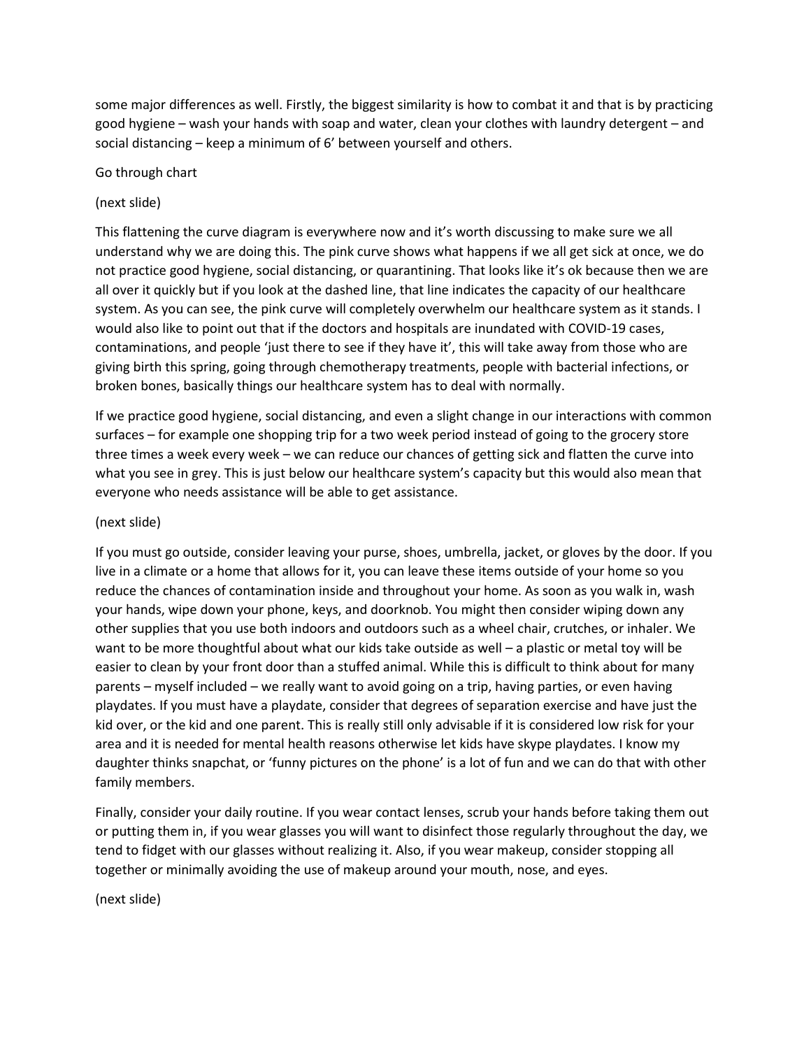some major differences as well. Firstly, the biggest similarity is how to combat it and that is by practicing good hygiene – wash your hands with soap and water, clean your clothes with laundry detergent – and social distancing – keep a minimum of 6' between yourself and others.

Go through chart

(next slide)

This flattening the curve diagram is everywhere now and it's worth discussing to make sure we all understand why we are doing this. The pink curve shows what happens if we all get sick at once, we do not practice good hygiene, social distancing, or quarantining. That looks like it's ok because then we are all over it quickly but if you look at the dashed line, that line indicates the capacity of our healthcare system. As you can see, the pink curve will completely overwhelm our healthcare system as it stands. I would also like to point out that if the doctors and hospitals are inundated with COVID-19 cases, contaminations, and people 'just there to see if they have it', this will take away from those who are giving birth this spring, going through chemotherapy treatments, people with bacterial infections, or broken bones, basically things our healthcare system has to deal with normally.

If we practice good hygiene, social distancing, and even a slight change in our interactions with common surfaces – for example one shopping trip for a two week period instead of going to the grocery store three times a week every week – we can reduce our chances of getting sick and flatten the curve into what you see in grey. This is just below our healthcare system's capacity but this would also mean that everyone who needs assistance will be able to get assistance.

(next slide)

If you must go outside, consider leaving your purse, shoes, umbrella, jacket, or gloves by the door. If you live in a climate or a home that allows for it, you can leave these items outside of your home so you reduce the chances of contamination inside and throughout your home. As soon as you walk in, wash your hands, wipe down your phone, keys, and doorknob. You might then consider wiping down any other supplies that you use both indoors and outdoors such as a wheel chair, crutches, or inhaler. We want to be more thoughtful about what our kids take outside as well – a plastic or metal toy will be easier to clean by your front door than a stuffed animal. While this is difficult to think about for many parents – myself included – we really want to avoid going on a trip, having parties, or even having playdates. If you must have a playdate, consider that degrees of separation exercise and have just the kid over, or the kid and one parent. This is really still only advisable if it is considered low risk for your area and it is needed for mental health reasons otherwise let kids have skype playdates. I know my daughter thinks snapchat, or 'funny pictures on the phone' is a lot of fun and we can do that with other family members.

Finally, consider your daily routine. If you wear contact lenses, scrub your hands before taking them out or putting them in, if you wear glasses you will want to disinfect those regularly throughout the day, we tend to fidget with our glasses without realizing it. Also, if you wear makeup, consider stopping all together or minimally avoiding the use of makeup around your mouth, nose, and eyes.

(next slide)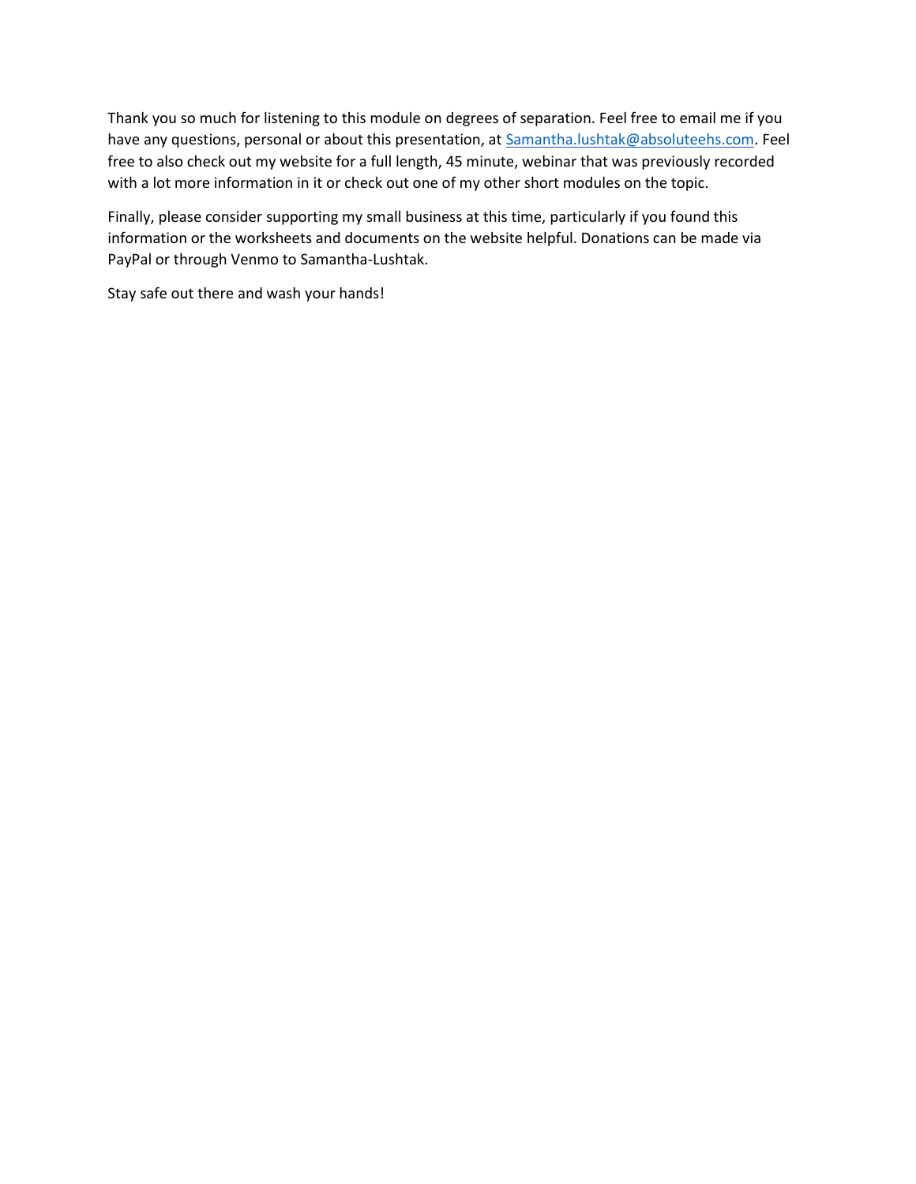Thank you so much for listening to this module on degrees of separation. Feel free to email me if you have any questions, personal or about this presentation, at [Samantha.lushtak@absoluteehs.com](mailto:Samantha.lushtak@absoluteehs.com). Feel free to also check out my website for a full length, 45 minute, webinar that was previously recorded with a lot more information in it or check out one of my other short modules on the topic.

Finally, please consider supporting my small business at this time, particularly if you found this information or the worksheets and documents on the website helpful. Donations can be made via PayPal or through Venmo to Samantha-Lushtak.

Stay safe out there and wash your hands!